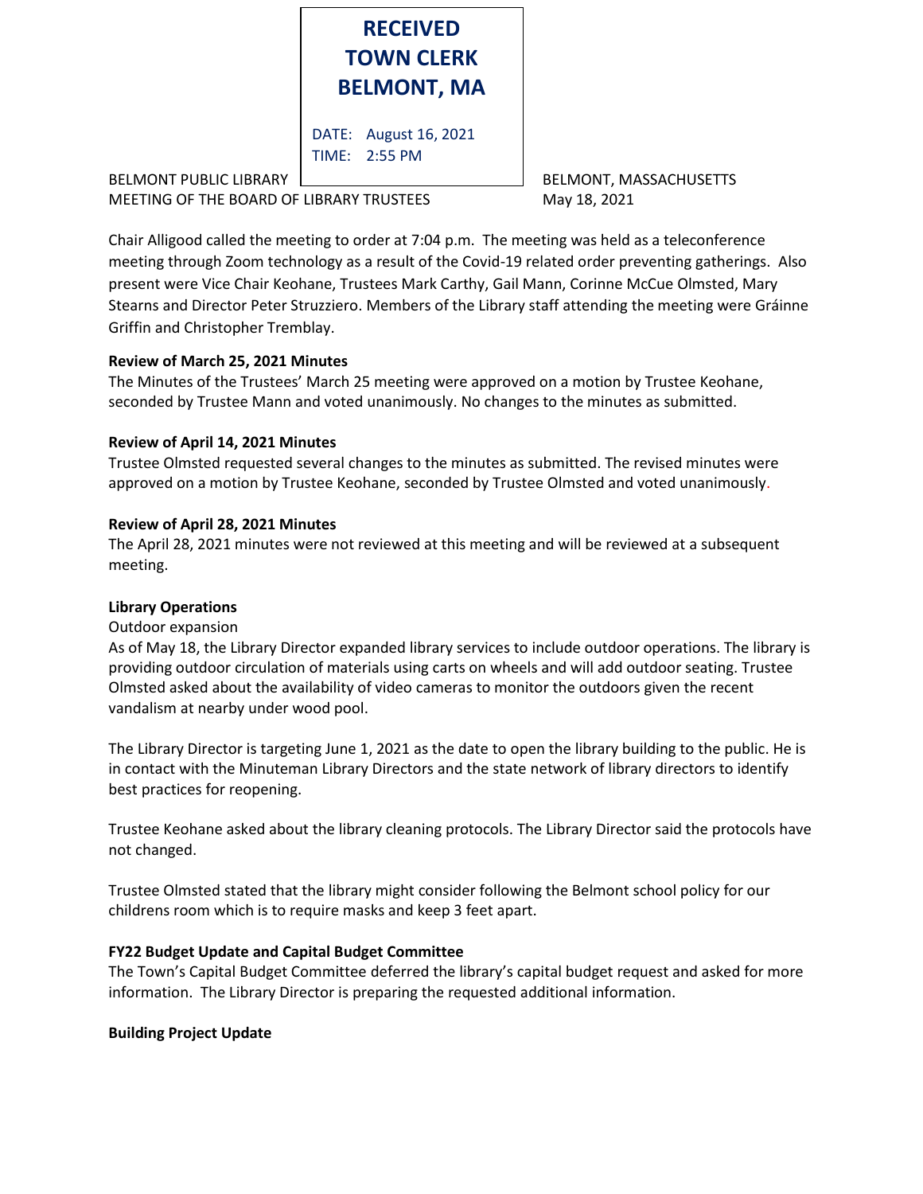**RECEIVED**
**TOWN CLERK**
**BELMONT, MA**

DATE: August 16, 2021
TIME: 2:55 PM

BELMONT PUBLIC LIBRARY BELMONT, MASSACHUSETTS
MEETING OF THE BOARD OF LIBRARY TRUSTEES May 18, 2021

Chair Alligood called the meeting to order at 7:04 p.m. The meeting was held as a teleconference meeting through Zoom technology as a result of the Covid-19 related order preventing gatherings. Also present were Vice Chair Keohane, Trustees Mark Carthy, Gail Mann, Corinne McCue Olmsted, Mary Stearns and Director Peter Struzziero. Members of the Library staff attending the meeting were Gráinne Griffin and Christopher Tremblay.

**Review of March 25, 2021 Minutes**
The Minutes of the Trustees' March 25 meeting were approved on a motion by Trustee Keohane, seconded by Trustee Mann and voted unanimously. No changes to the minutes as submitted.

**Review of April 14, 2021 Minutes**
Trustee Olmsted requested several changes to the minutes as submitted. The revised minutes were approved on a motion by Trustee Keohane, seconded by Trustee Olmsted and voted unanimously.

**Review of April 28, 2021 Minutes**
The April 28, 2021 minutes were not reviewed at this meeting and will be reviewed at a subsequent meeting.

**Library Operations**
Outdoor expansion
As of May 18, the Library Director expanded library services to include outdoor operations. The library is providing outdoor circulation of materials using carts on wheels and will add outdoor seating. Trustee Olmsted asked about the availability of video cameras to monitor the outdoors given the recent vandalism at nearby under wood pool.

The Library Director is targeting June 1, 2021 as the date to open the library building to the public. He is in contact with the Minuteman Library Directors and the state network of library directors to identify best practices for reopening.

Trustee Keohane asked about the library cleaning protocols. The Library Director said the protocols have not changed.

Trustee Olmsted stated that the library might consider following the Belmont school policy for our childrens room which is to require masks and keep 3 feet apart.

**FY22 Budget Update and Capital Budget Committee**
The Town's Capital Budget Committee deferred the library's capital budget request and asked for more information. The Library Director is preparing the requested additional information.

**Building Project Update**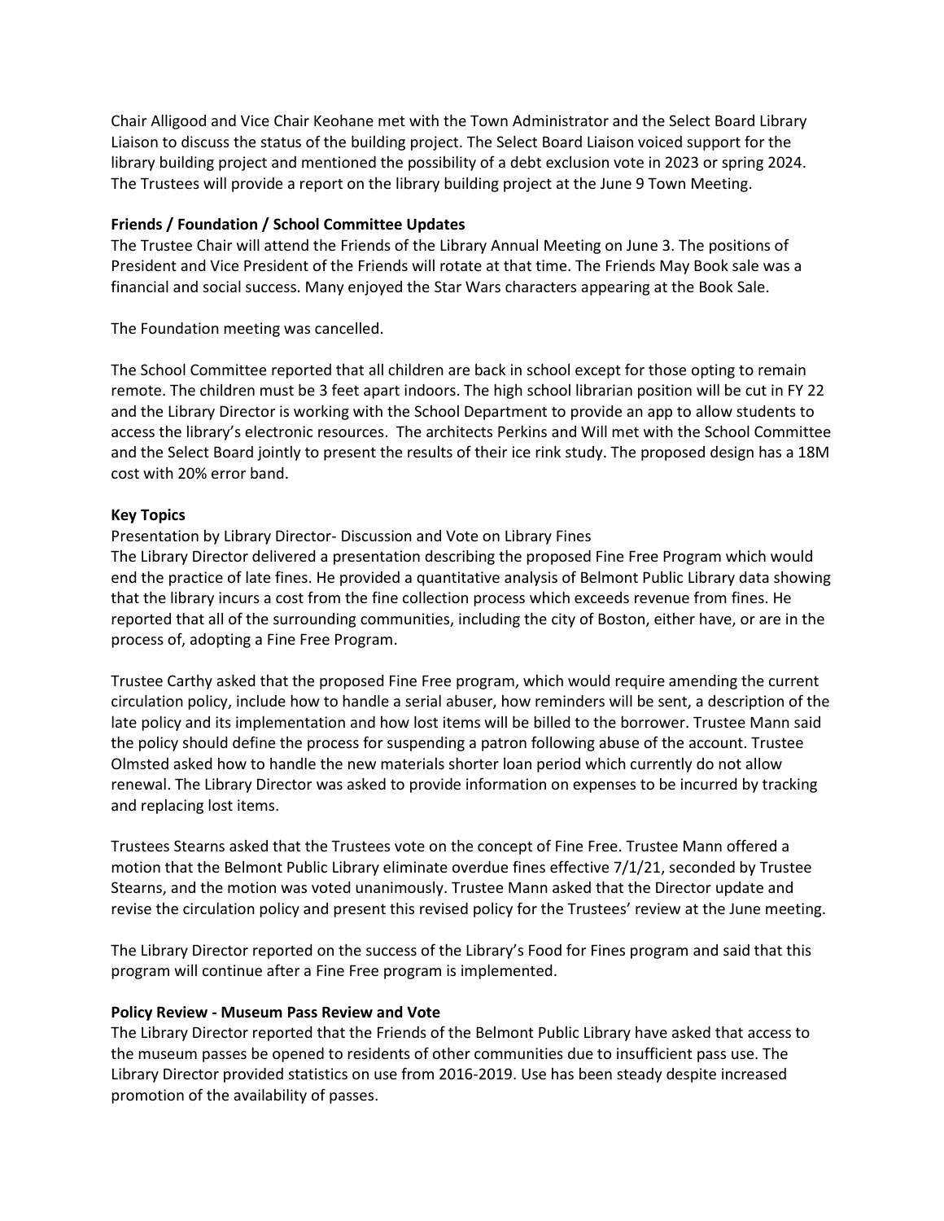Chair Alligood and Vice Chair Keohane met with the Town Administrator and the Select Board Library Liaison to discuss the status of the building project. The Select Board Liaison voiced support for the library building project and mentioned the possibility of a debt exclusion vote in 2023 or spring 2024. The Trustees will provide a report on the library building project at the June 9 Town Meeting.

**Friends / Foundation / School Committee Updates**

The Trustee Chair will attend the Friends of the Library Annual Meeting on June 3. The positions of President and Vice President of the Friends will rotate at that time. The Friends May Book sale was a financial and social success. Many enjoyed the Star Wars characters appearing at the Book Sale.

The Foundation meeting was cancelled.

The School Committee reported that all children are back in school except for those opting to remain remote. The children must be 3 feet apart indoors. The high school librarian position will be cut in FY 22 and the Library Director is working with the School Department to provide an app to allow students to access the library's electronic resources. The architects Perkins and Will met with the School Committee and the Select Board jointly to present the results of their ice rink study. The proposed design has a 18M cost with 20% error band.

**Key Topics**

Presentation by Library Director- Discussion and Vote on Library Fines

The Library Director delivered a presentation describing the proposed Fine Free Program which would end the practice of late fines. He provided a quantitative analysis of Belmont Public Library data showing that the library incurs a cost from the fine collection process which exceeds revenue from fines. He reported that all of the surrounding communities, including the city of Boston, either have, or are in the process of, adopting a Fine Free Program.

Trustee Carthy asked that the proposed Fine Free program, which would require amending the current circulation policy, include how to handle a serial abuser, how reminders will be sent, a description of the late policy and its implementation and how lost items will be billed to the borrower. Trustee Mann said the policy should define the process for suspending a patron following abuse of the account. Trustee Olmsted asked how to handle the new materials shorter loan period which currently do not allow renewal. The Library Director was asked to provide information on expenses to be incurred by tracking and replacing lost items.

Trustees Stearns asked that the Trustees vote on the concept of Fine Free. Trustee Mann offered a motion that the Belmont Public Library eliminate overdue fines effective 7/1/21, seconded by Trustee Stearns, and the motion was voted unanimously. Trustee Mann asked that the Director update and revise the circulation policy and present this revised policy for the Trustees' review at the June meeting.

The Library Director reported on the success of the Library's Food for Fines program and said that this program will continue after a Fine Free program is implemented.

**Policy Review - Museum Pass Review and Vote**

The Library Director reported that the Friends of the Belmont Public Library have asked that access to the museum passes be opened to residents of other communities due to insufficient pass use. The Library Director provided statistics on use from 2016-2019. Use has been steady despite increased promotion of the availability of passes.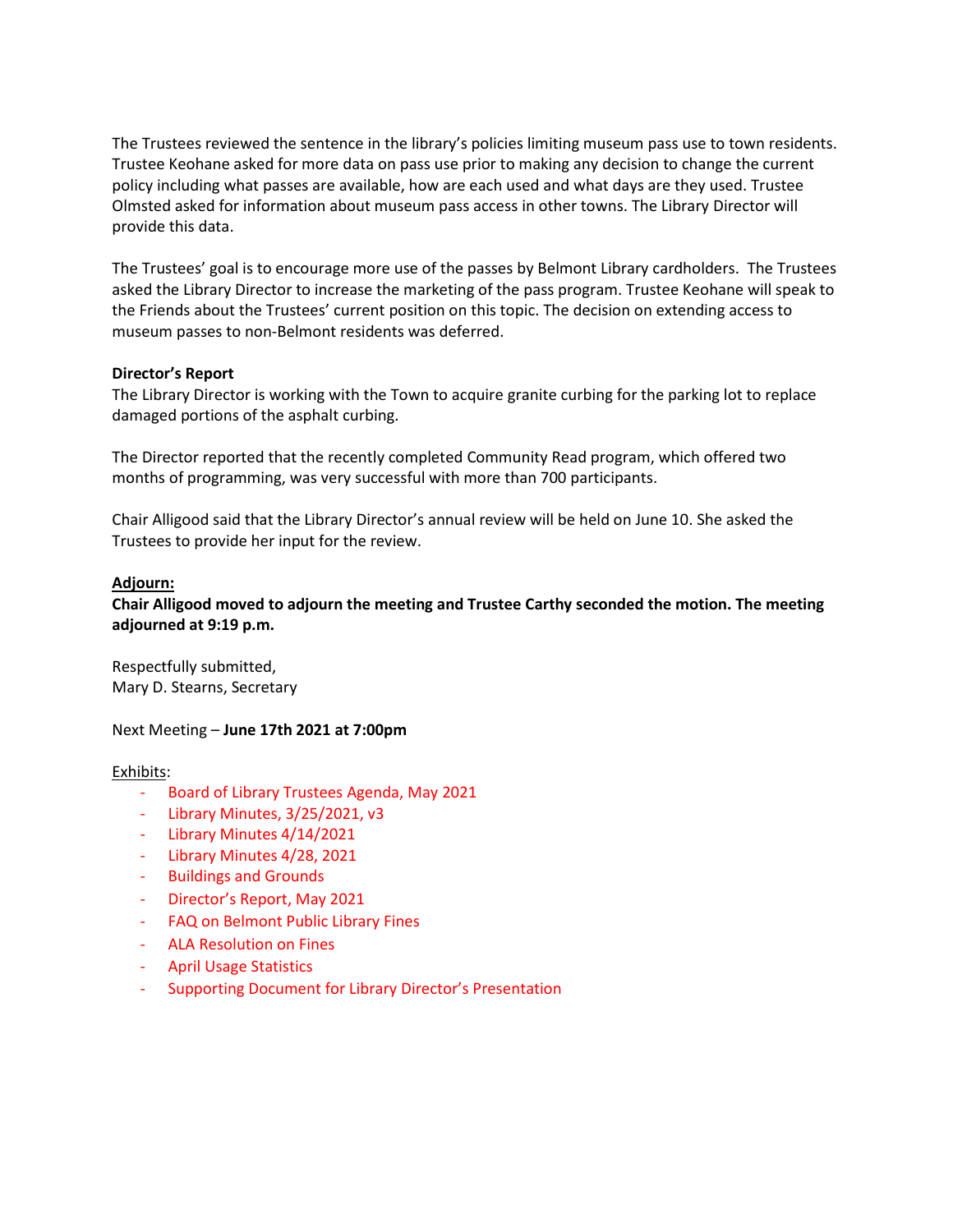The Trustees reviewed the sentence in the library's policies limiting museum pass use to town residents. Trustee Keohane asked for more data on pass use prior to making any decision to change the current policy including what passes are available, how are each used and what days are they used. Trustee Olmsted asked for information about museum pass access in other towns. The Library Director will provide this data.

The Trustees' goal is to encourage more use of the passes by Belmont Library cardholders. The Trustees asked the Library Director to increase the marketing of the pass program. Trustee Keohane will speak to the Friends about the Trustees' current position on this topic. The decision on extending access to museum passes to non-Belmont residents was deferred.

**Director's Report**

The Library Director is working with the Town to acquire granite curbing for the parking lot to replace damaged portions of the asphalt curbing.

The Director reported that the recently completed Community Read program, which offered two months of programming, was very successful with more than 700 participants.

Chair Alligood said that the Library Director's annual review will be held on June 10. She asked the Trustees to provide her input for the review.

**Adjourn:**

**Chair Alligood moved to adjourn the meeting and Trustee Carthy seconded the motion. The meeting adjourned at 9:19 p.m.**

Respectfully submitted,
Mary D. Stearns, Secretary

Next Meeting – **June 17th 2021 at 7:00pm**

Exhibits:

- Board of Library Trustees Agenda, May 2021
- Library Minutes, 3/25/2021, v3
- Library Minutes 4/14/2021
- Library Minutes 4/28, 2021
- Buildings and Grounds
- Director's Report, May 2021
- FAQ on Belmont Public Library Fines
- ALA Resolution on Fines
- April Usage Statistics
- Supporting Document for Library Director's Presentation